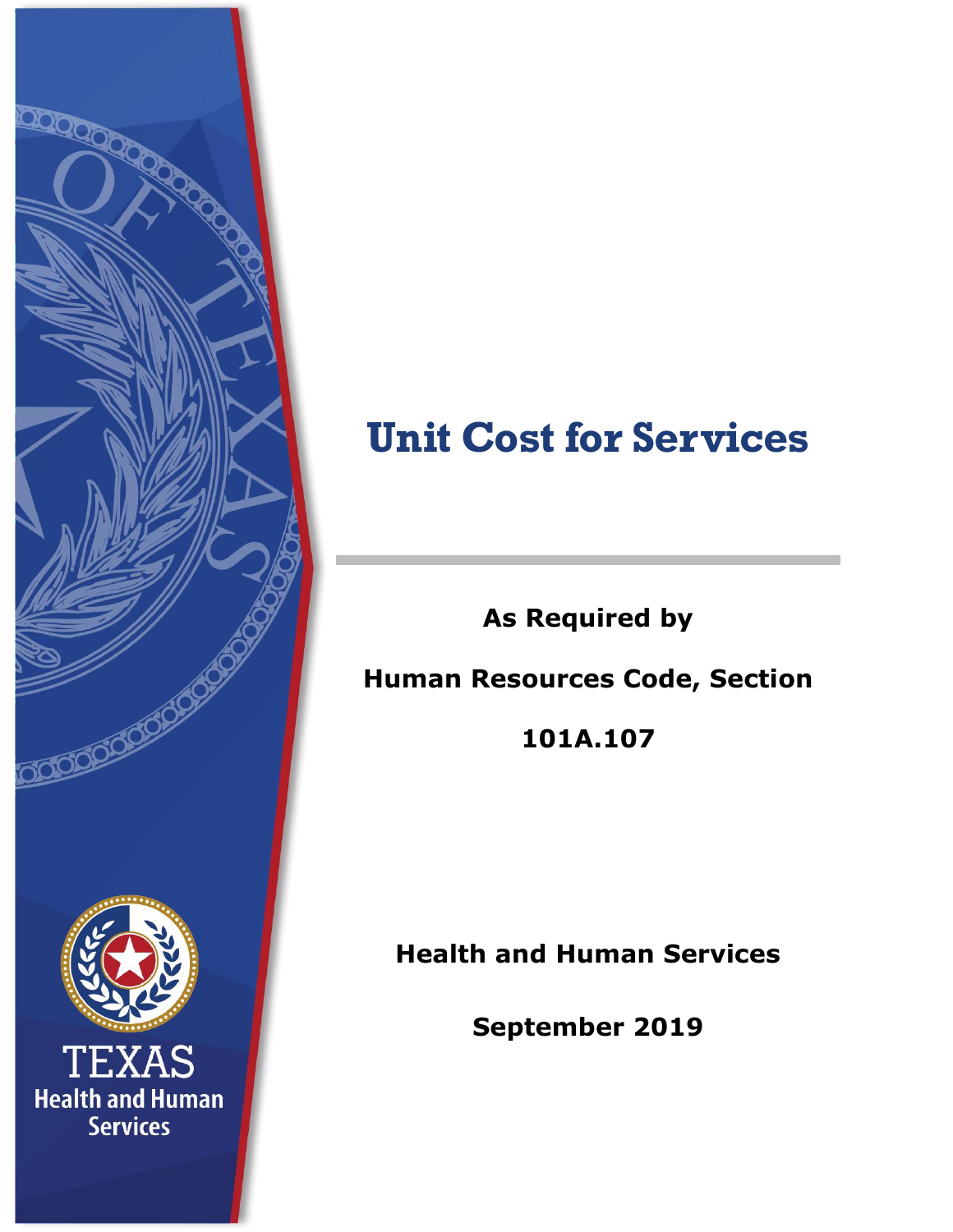# Unit Cost for Services

**As Required by**

**Human Resources Code, Section**

**101A.107**

**Health and Human Services**

**September 2019**

TEXAS
Health and Human Services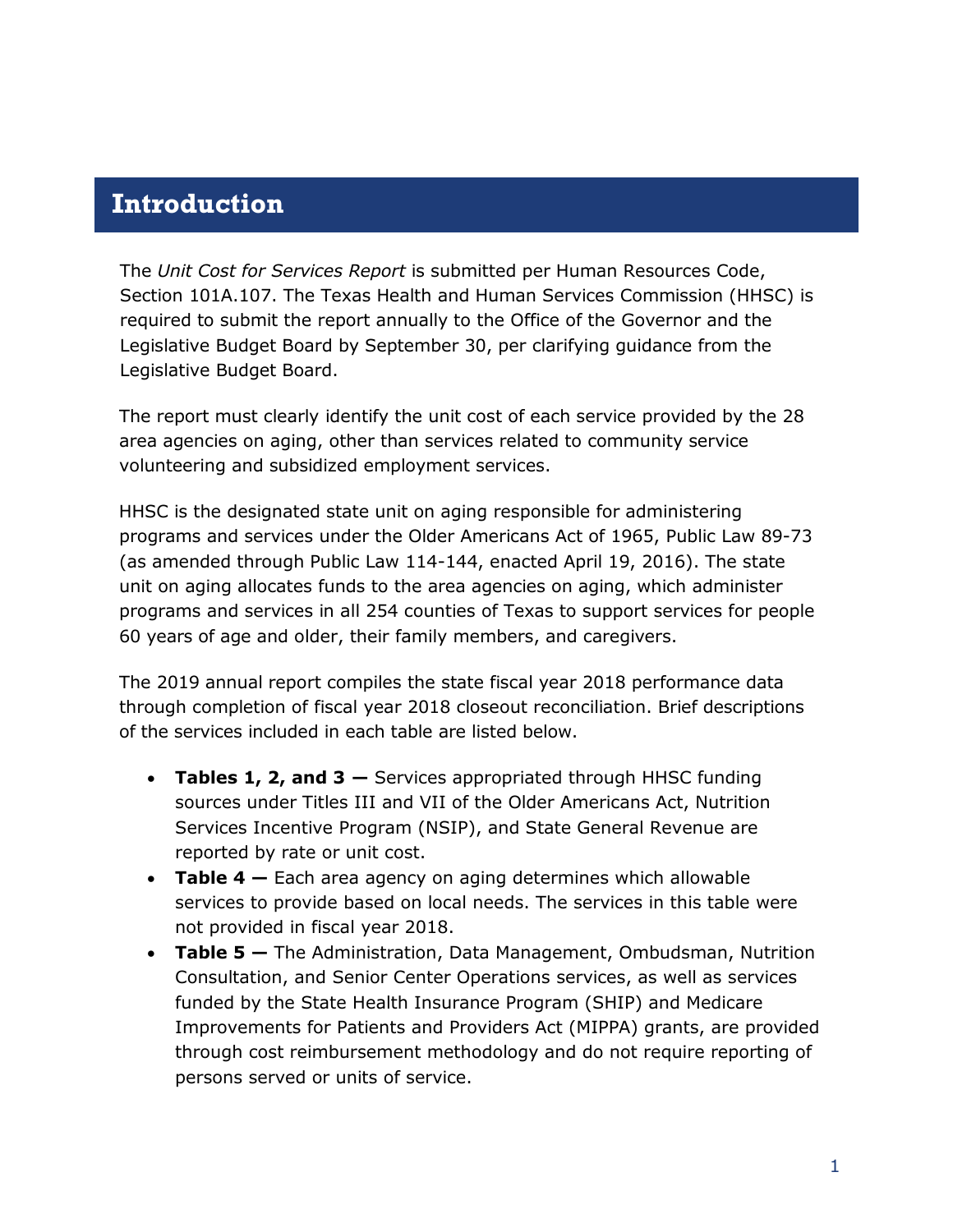# Introduction

The *Unit Cost for Services Report* is submitted per Human Resources Code, Section 101A.107. The Texas Health and Human Services Commission (HHSC) is required to submit the report annually to the Office of the Governor and the Legislative Budget Board by September 30, per clarifying guidance from the Legislative Budget Board.

The report must clearly identify the unit cost of each service provided by the 28 area agencies on aging, other than services related to community service volunteering and subsidized employment services.

HHSC is the designated state unit on aging responsible for administering programs and services under the Older Americans Act of 1965, Public Law 89-73 (as amended through Public Law 114-144, enacted April 19, 2016). The state unit on aging allocates funds to the area agencies on aging, which administer programs and services in all 254 counties of Texas to support services for people 60 years of age and older, their family members, and caregivers.

The 2019 annual report compiles the state fiscal year 2018 performance data through completion of fiscal year 2018 closeout reconciliation. Brief descriptions of the services included in each table are listed below.

- **Tables 1, 2, and 3 —** Services appropriated through HHSC funding sources under Titles III and VII of the Older Americans Act, Nutrition Services Incentive Program (NSIP), and State General Revenue are reported by rate or unit cost.
- **Table 4 —** Each area agency on aging determines which allowable services to provide based on local needs. The services in this table were not provided in fiscal year 2018.
- **Table 5 —** The Administration, Data Management, Ombudsman, Nutrition Consultation, and Senior Center Operations services, as well as services funded by the State Health Insurance Program (SHIP) and Medicare Improvements for Patients and Providers Act (MIPPA) grants, are provided through cost reimbursement methodology and do not require reporting of persons served or units of service.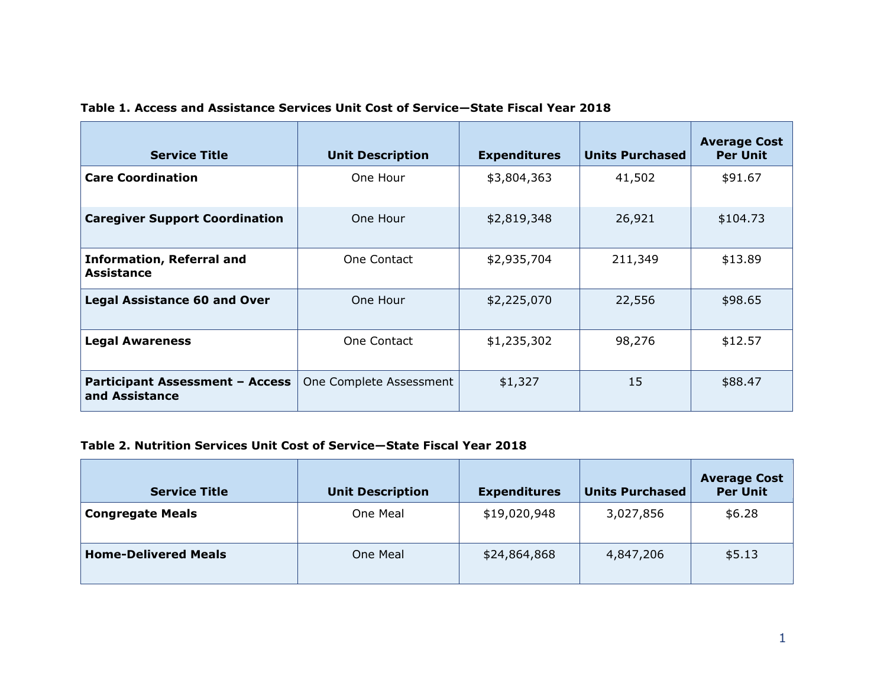**Table 1. Access and Assistance Services Unit Cost of Service—State Fiscal Year 2018**

| Service Title | Unit Description | Expenditures | Units Purchased | Average Cost Per Unit |
|---|---|---|---|---|
| **Care Coordination** | One Hour | $3,804,363 | 41,502 | $91.67 |
| **Caregiver Support Coordination** | One Hour | $2,819,348 | 26,921 | $104.73 |
| **Information, Referral and Assistance** | One Contact | $2,935,704 | 211,349 | $13.89 |
| **Legal Assistance 60 and Over** | One Hour | $2,225,070 | 22,556 | $98.65 |
| **Legal Awareness** | One Contact | $1,235,302 | 98,276 | $12.57 |
| **Participant Assessment – Access and Assistance** | One Complete Assessment | $1,327 | 15 | $88.47 |

**Table 2. Nutrition Services Unit Cost of Service—State Fiscal Year 2018**

| Service Title | Unit Description | Expenditures | Units Purchased | Average Cost Per Unit |
|---|---|---|---|---|
| **Congregate Meals** | One Meal | $19,020,948 | 3,027,856 | $6.28 |
| **Home-Delivered Meals** | One Meal | $24,864,868 | 4,847,206 | $5.13 |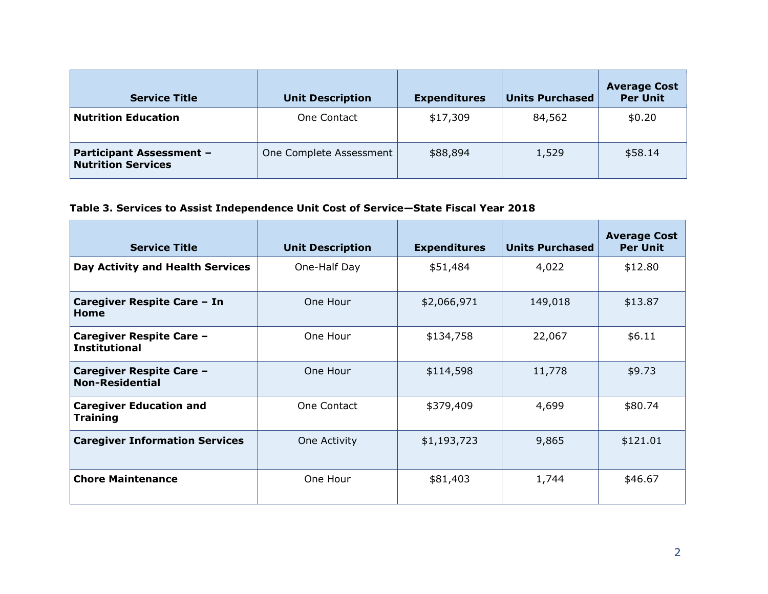| Service Title | Unit Description | Expenditures | Units Purchased | Average Cost Per Unit |
|---|---|---|---|---|
| **Nutrition Education** | One Contact | $17,309 | 84,562 | $0.20 |
| **Participant Assessment – Nutrition Services** | One Complete Assessment | $88,894 | 1,529 | $58.14 |

**Table 3. Services to Assist Independence Unit Cost of Service—State Fiscal Year 2018**

| Service Title | Unit Description | Expenditures | Units Purchased | Average Cost Per Unit |
|---|---|---|---|---|
| **Day Activity and Health Services** | One-Half Day | $51,484 | 4,022 | $12.80 |
| **Caregiver Respite Care – In Home** | One Hour | $2,066,971 | 149,018 | $13.87 |
| **Caregiver Respite Care – Institutional** | One Hour | $134,758 | 22,067 | $6.11 |
| **Caregiver Respite Care – Non-Residential** | One Hour | $114,598 | 11,778 | $9.73 |
| **Caregiver Education and Training** | One Contact | $379,409 | 4,699 | $80.74 |
| **Caregiver Information Services** | One Activity | $1,193,723 | 9,865 | $121.01 |
| **Chore Maintenance** | One Hour | $81,403 | 1,744 | $46.67 |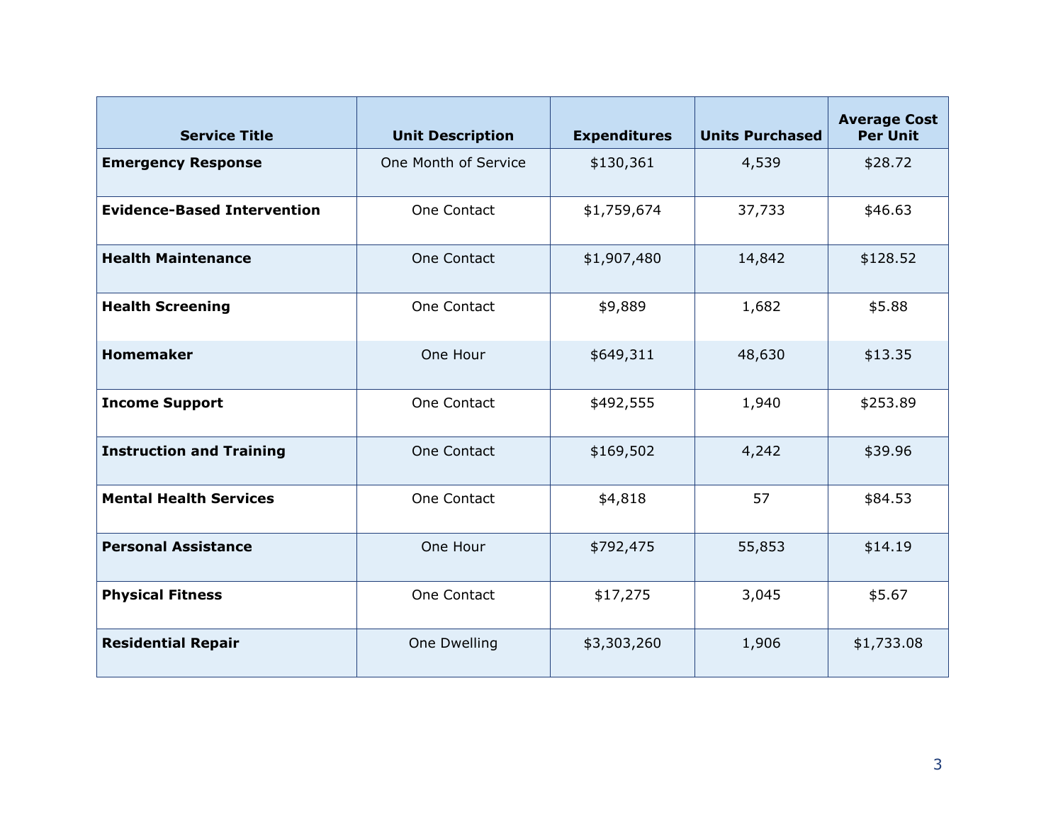| Service Title | Unit Description | Expenditures | Units Purchased | Average Cost Per Unit |
| --- | --- | --- | --- | --- |
| **Emergency Response** | One Month of Service | $130,361 | 4,539 | $28.72 |
| **Evidence-Based Intervention** | One Contact | $1,759,674 | 37,733 | $46.63 |
| **Health Maintenance** | One Contact | $1,907,480 | 14,842 | $128.52 |
| **Health Screening** | One Contact | $9,889 | 1,682 | $5.88 |
| **Homemaker** | One Hour | $649,311 | 48,630 | $13.35 |
| **Income Support** | One Contact | $492,555 | 1,940 | $253.89 |
| **Instruction and Training** | One Contact | $169,502 | 4,242 | $39.96 |
| **Mental Health Services** | One Contact | $4,818 | 57 | $84.53 |
| **Personal Assistance** | One Hour | $792,475 | 55,853 | $14.19 |
| **Physical Fitness** | One Contact | $17,275 | 3,045 | $5.67 |
| **Residential Repair** | One Dwelling | $3,303,260 | 1,906 | $1,733.08 |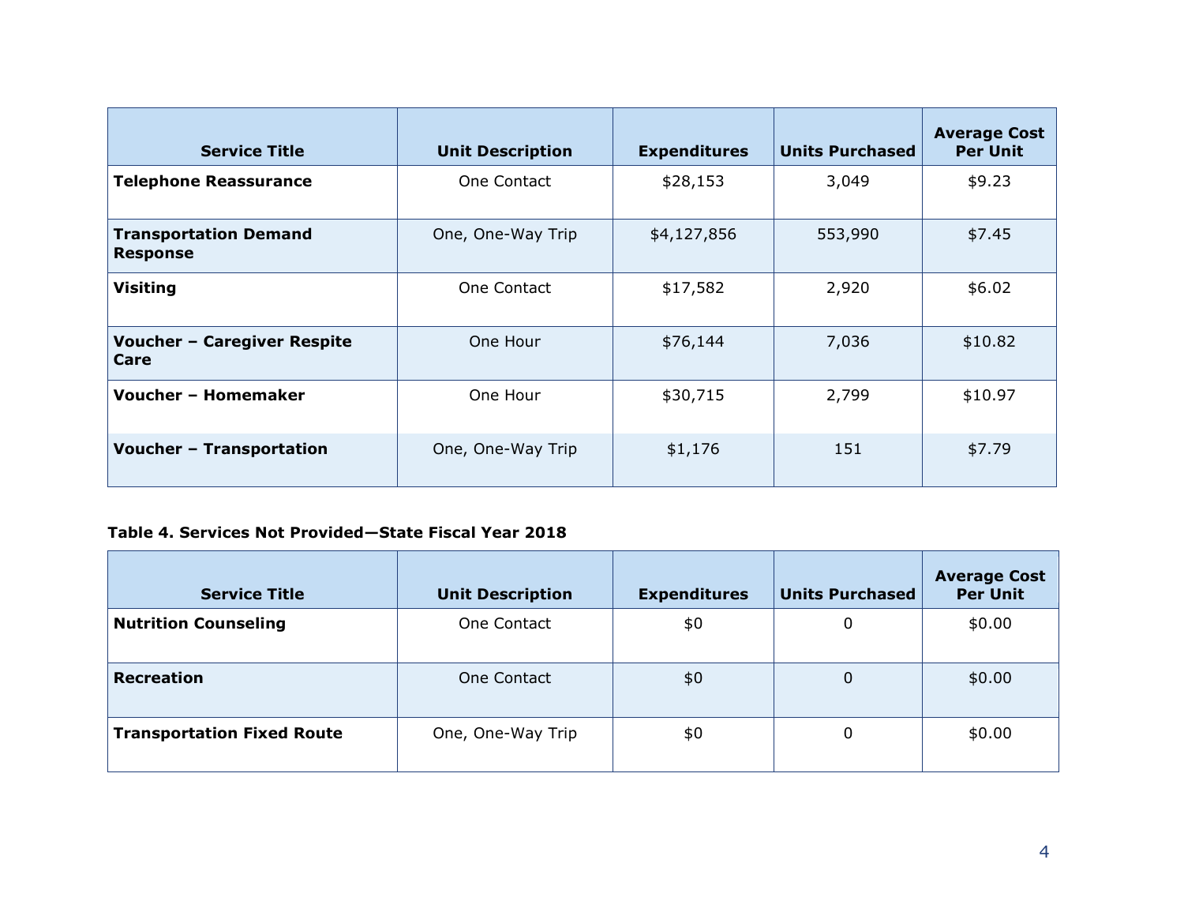| Service Title | Unit Description | Expenditures | Units Purchased | Average Cost Per Unit |
|---|---|---|---|---|
| **Telephone Reassurance** | One Contact | $28,153 | 3,049 | $9.23 |
| **Transportation Demand Response** | One, One-Way Trip | $4,127,856 | 553,990 | $7.45 |
| **Visiting** | One Contact | $17,582 | 2,920 | $6.02 |
| **Voucher – Caregiver Respite Care** | One Hour | $76,144 | 7,036 | $10.82 |
| **Voucher – Homemaker** | One Hour | $30,715 | 2,799 | $10.97 |
| **Voucher – Transportation** | One, One-Way Trip | $1,176 | 151 | $7.79 |

**Table 4. Services Not Provided—State Fiscal Year 2018**

| Service Title | Unit Description | Expenditures | Units Purchased | Average Cost Per Unit |
|---|---|---|---|---|
| **Nutrition Counseling** | One Contact | $0 | 0 | $0.00 |
| **Recreation** | One Contact | $0 | 0 | $0.00 |
| **Transportation Fixed Route** | One, One-Way Trip | $0 | 0 | $0.00 |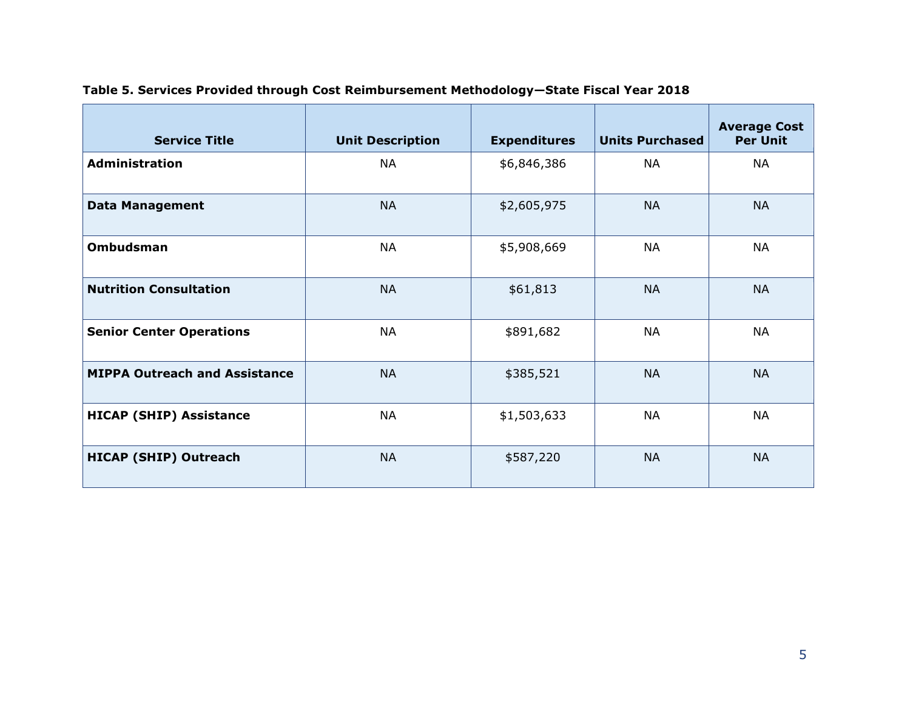**Table 5. Services Provided through Cost Reimbursement Methodology—State Fiscal Year 2018**

| Service Title | Unit Description | Expenditures | Units Purchased | Average Cost Per Unit |
|---|---|---|---|---|
| **Administration** | NA | $6,846,386 | NA | NA |
| **Data Management** | NA | $2,605,975 | NA | NA |
| **Ombudsman** | NA | $5,908,669 | NA | NA |
| **Nutrition Consultation** | NA | $61,813 | NA | NA |
| **Senior Center Operations** | NA | $891,682 | NA | NA |
| **MIPPA Outreach and Assistance** | NA | $385,521 | NA | NA |
| **HICAP (SHIP) Assistance** | NA | $1,503,633 | NA | NA |
| **HICAP (SHIP) Outreach** | NA | $587,220 | NA | NA |